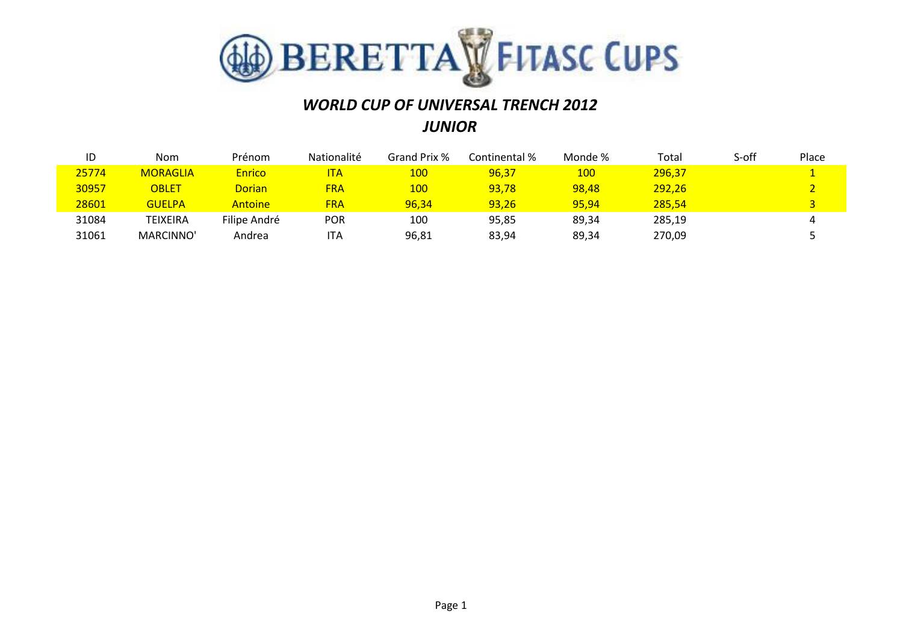# BERETTA FITASC CUPS

## *WORLD CUP OF UNIVERSAL TRENCH 2012*

## *JUNIOR*

| ID | Nom | Prénom | Nationalité | Grand Prix % | Continental % | Monde % | Total | S-off | Place |
|---|---|---|---|---|---|---|---|---|---|
| 25774 | MORAGLIA | Enrico | ITA | 100 | 96,37 | 100 | 296,37 | | 1 |
| 30957 | OBLET | Dorian | FRA | 100 | 93,78 | 98,48 | 292,26 | | 2 |
| 28601 | GUELPA | Antoine | FRA | 96,34 | 93,26 | 95,94 | 285,54 | | 3 |
| 31084 | TEIXEIRA | Filipe André | POR | 100 | 95,85 | 89,34 | 285,19 | | 4 |
| 31061 | MARCINNO' | Andrea | ITA | 96,81 | 83,94 | 89,34 | 270,09 | | 5 |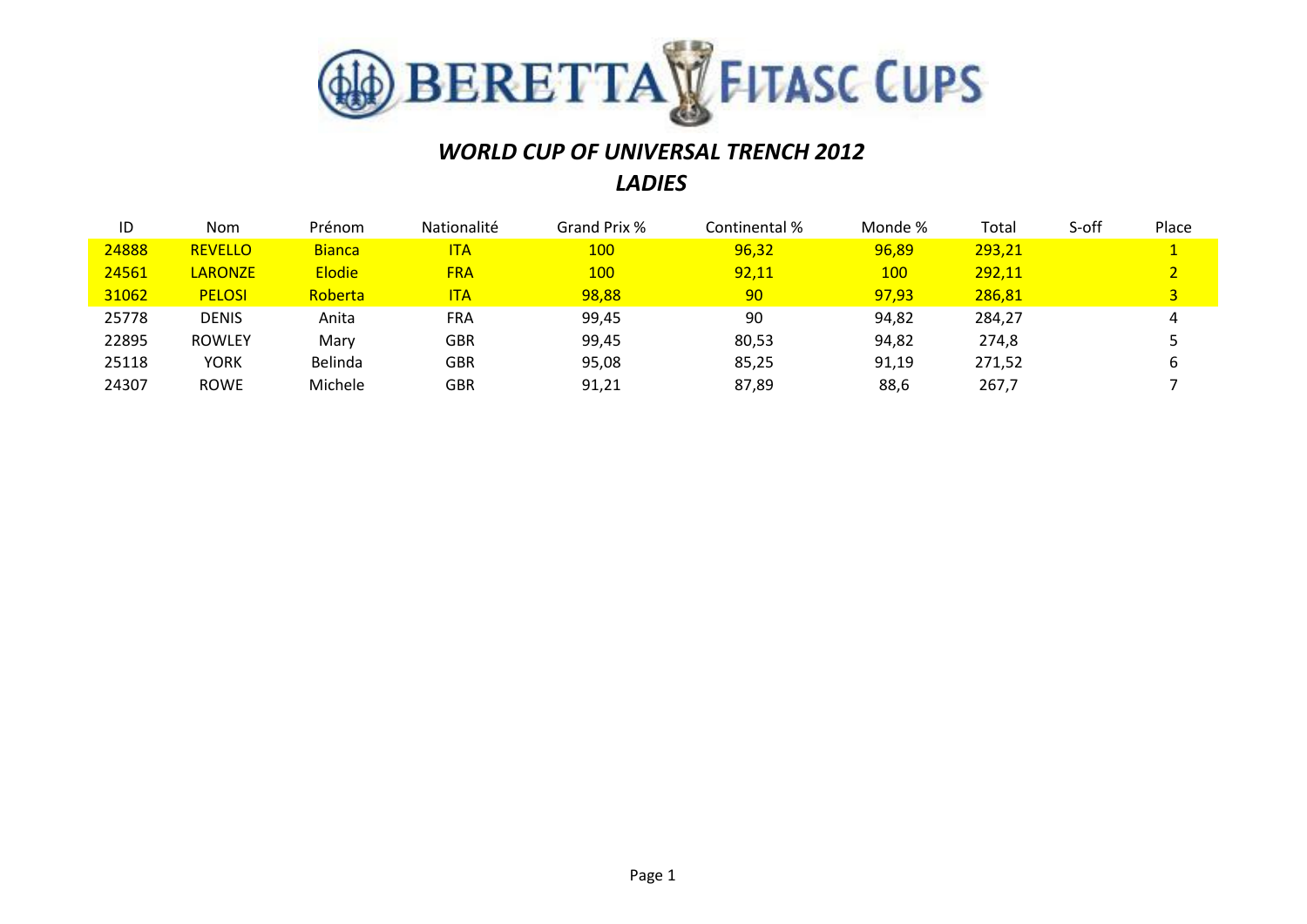# BERETTA FITASC CUPS

## *WORLD CUP OF UNIVERSAL TRENCH 2012*

## *LADIES*

| ID | Nom | Prénom | Nationalité | Grand Prix % | Continental % | Monde % | Total | S-off | Place |
|---|---|---|---|---|---|---|---|---|---|
| 24888 | REVELLO | Bianca | ITA | 100 | 96,32 | 96,89 | 293,21 | | 1 |
| 24561 | LARONZE | Elodie | FRA | 100 | 92,11 | 100 | 292,11 | | 2 |
| 31062 | PELOSI | Roberta | ITA | 98,88 | 90 | 97,93 | 286,81 | | 3 |
| 25778 | DENIS | Anita | FRA | 99,45 | 90 | 94,82 | 284,27 | | 4 |
| 22895 | ROWLEY | Mary | GBR | 99,45 | 80,53 | 94,82 | 274,8 | | 5 |
| 25118 | YORK | Belinda | GBR | 95,08 | 85,25 | 91,19 | 271,52 | | 6 |
| 24307 | ROWE | Michele | GBR | 91,21 | 87,89 | 88,6 | 267,7 | | 7 |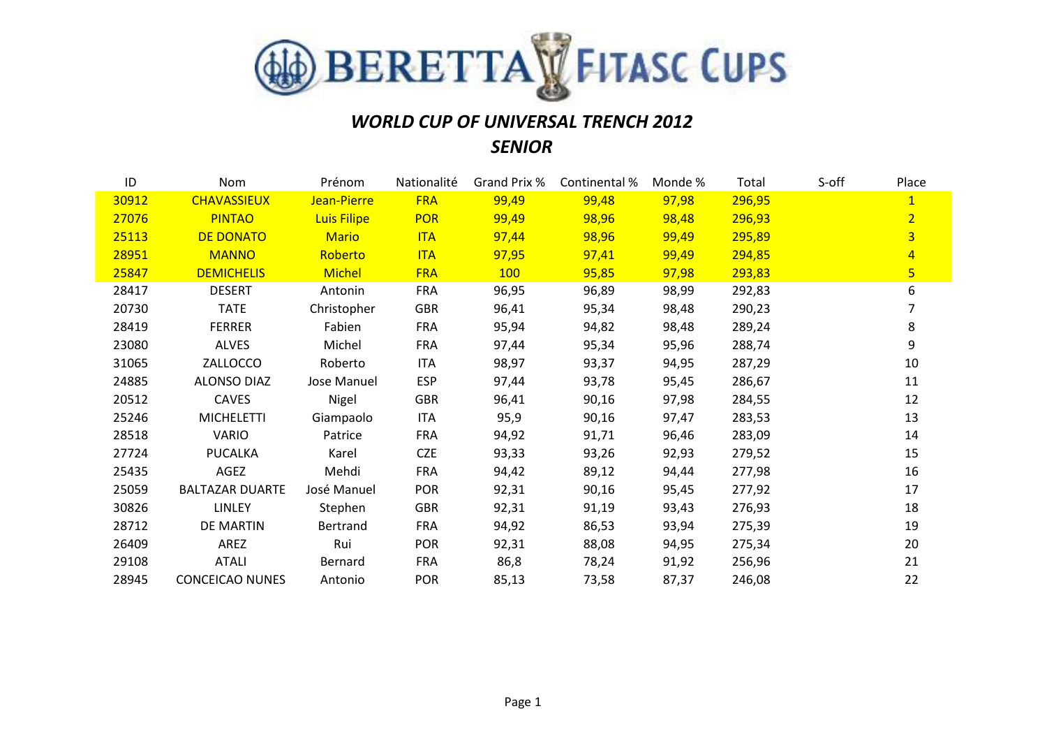# BERETTA FITASC CUPS

## *WORLD CUP OF UNIVERSAL TRENCH 2012*

## *SENIOR*

| ID | Nom | Prénom | Nationalité | Grand Prix % | Continental % | Monde % | Total | S-off | Place |
|---|---|---|---|---|---|---|---|---|---|
| 30912 | CHAVASSIEUX | Jean-Pierre | FRA | 99,49 | 99,48 | 97,98 | 296,95 | | 1 |
| 27076 | PINTAO | Luis Filipe | POR | 99,49 | 98,96 | 98,48 | 296,93 | | 2 |
| 25113 | DE DONATO | Mario | ITA | 97,44 | 98,96 | 99,49 | 295,89 | | 3 |
| 28951 | MANNO | Roberto | ITA | 97,95 | 97,41 | 99,49 | 294,85 | | 4 |
| 25847 | DEMICHELIS | Michel | FRA | 100 | 95,85 | 97,98 | 293,83 | | 5 |
| 28417 | DESERT | Antonin | FRA | 96,95 | 96,89 | 98,99 | 292,83 | | 6 |
| 20730 | TATE | Christopher | GBR | 96,41 | 95,34 | 98,48 | 290,23 | | 7 |
| 28419 | FERRER | Fabien | FRA | 95,94 | 94,82 | 98,48 | 289,24 | | 8 |
| 23080 | ALVES | Michel | FRA | 97,44 | 95,34 | 95,96 | 288,74 | | 9 |
| 31065 | ZALLOCCO | Roberto | ITA | 98,97 | 93,37 | 94,95 | 287,29 | | 10 |
| 24885 | ALONSO DIAZ | Jose Manuel | ESP | 97,44 | 93,78 | 95,45 | 286,67 | | 11 |
| 20512 | CAVES | Nigel | GBR | 96,41 | 90,16 | 97,98 | 284,55 | | 12 |
| 25246 | MICHELETTI | Giampaolo | ITA | 95,9 | 90,16 | 97,47 | 283,53 | | 13 |
| 28518 | VARIO | Patrice | FRA | 94,92 | 91,71 | 96,46 | 283,09 | | 14 |
| 27724 | PUCALKA | Karel | CZE | 93,33 | 93,26 | 92,93 | 279,52 | | 15 |
| 25435 | AGEZ | Mehdi | FRA | 94,42 | 89,12 | 94,44 | 277,98 | | 16 |
| 25059 | BALTAZAR DUARTE | José Manuel | POR | 92,31 | 90,16 | 95,45 | 277,92 | | 17 |
| 30826 | LINLEY | Stephen | GBR | 92,31 | 91,19 | 93,43 | 276,93 | | 18 |
| 28712 | DE MARTIN | Bertrand | FRA | 94,92 | 86,53 | 93,94 | 275,39 | | 19 |
| 26409 | AREZ | Rui | POR | 92,31 | 88,08 | 94,95 | 275,34 | | 20 |
| 29108 | ATALI | Bernard | FRA | 86,8 | 78,24 | 91,92 | 256,96 | | 21 |
| 28945 | CONCEICAO NUNES | Antonio | POR | 85,13 | 73,58 | 87,37 | 246,08 | | 22 |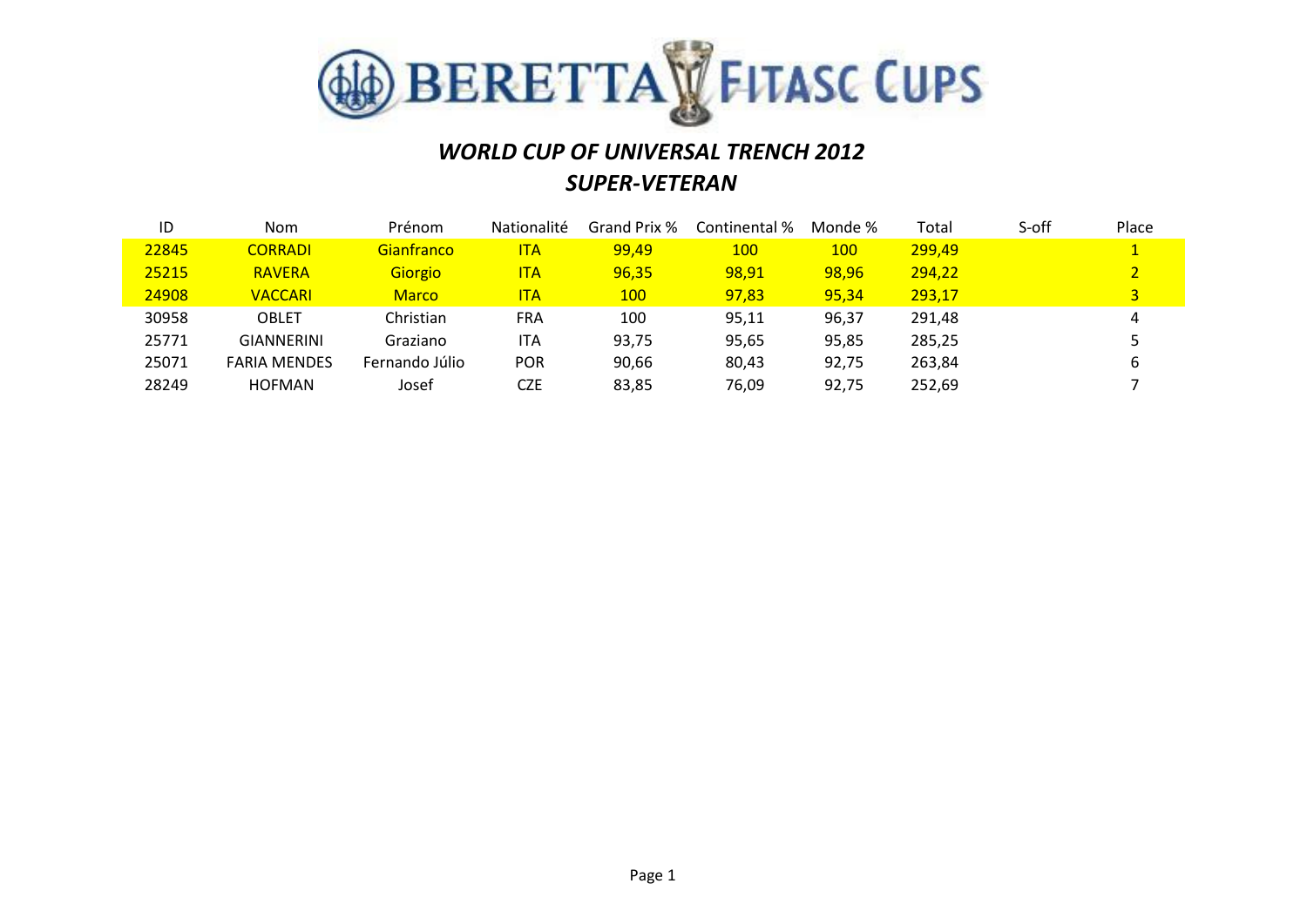# WORLD CUP OF UNIVERSAL TRENCH 2012

## SUPER-VETERAN

| ID | Nom | Prénom | Nationalité | Grand Prix % | Continental % | Monde % | Total | S-off | Place |
|---|---|---|---|---|---|---|---|---|---|
| 22845 | CORRADI | Gianfranco | ITA | 99,49 | 100 | 100 | 299,49 | | 1 |
| 25215 | RAVERA | Giorgio | ITA | 96,35 | 98,91 | 98,96 | 294,22 | | 2 |
| 24908 | VACCARI | Marco | ITA | 100 | 97,83 | 95,34 | 293,17 | | 3 |
| 30958 | OBLET | Christian | FRA | 100 | 95,11 | 96,37 | 291,48 | | 4 |
| 25771 | GIANNERINI | Graziano | ITA | 93,75 | 95,65 | 95,85 | 285,25 | | 5 |
| 25071 | FARIA MENDES | Fernando Júlio | POR | 90,66 | 80,43 | 92,75 | 263,84 | | 6 |
| 28249 | HOFMAN | Josef | CZE | 83,85 | 76,09 | 92,75 | 252,69 | | 7 |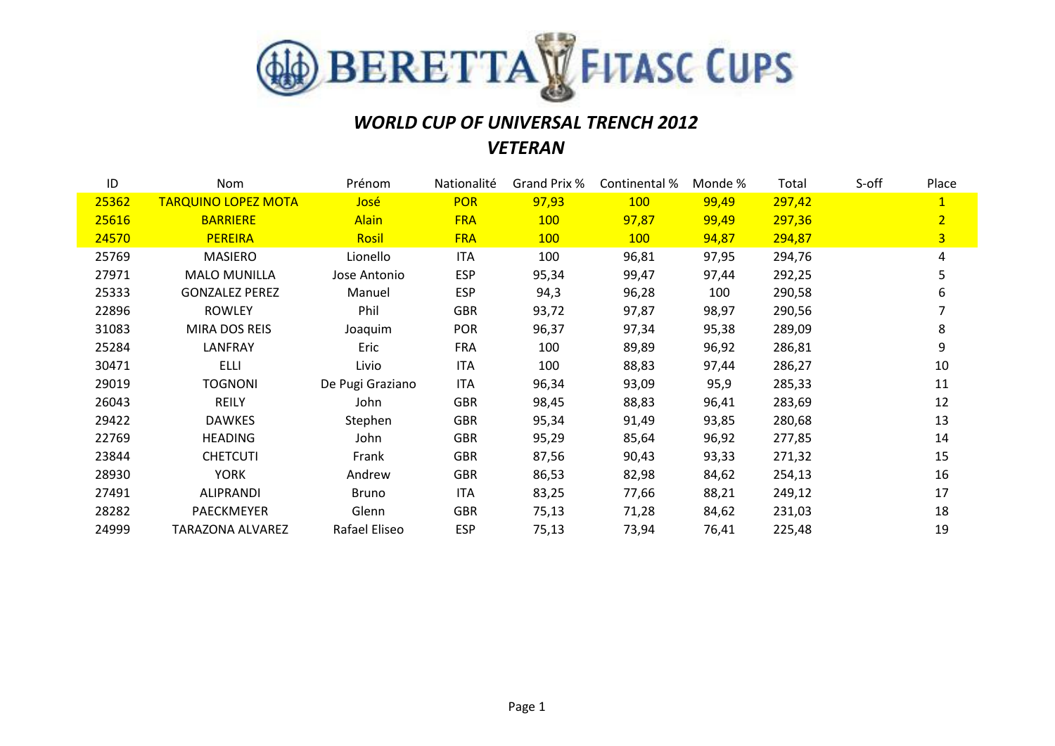# WORLD CUP OF UNIVERSAL TRENCH 2012

## VETERAN

| ID | Nom | Prénom | Nationalité | Grand Prix % | Continental % | Monde % | Total | S-off | Place |
|---|---|---|---|---|---|---|---|---|---|
| 25362 | TARQUINO LOPEZ MOTA | José | POR | 97,93 | 100 | 99,49 | 297,42 | | 1 |
| 25616 | BARRIERE | Alain | FRA | 100 | 97,87 | 99,49 | 297,36 | | 2 |
| 24570 | PEREIRA | Rosil | FRA | 100 | 100 | 94,87 | 294,87 | | 3 |
| 25769 | MASIERO | Lionello | ITA | 100 | 96,81 | 97,95 | 294,76 | | 4 |
| 27971 | MALO MUNILLA | Jose Antonio | ESP | 95,34 | 99,47 | 97,44 | 292,25 | | 5 |
| 25333 | GONZALEZ PEREZ | Manuel | ESP | 94,3 | 96,28 | 100 | 290,58 | | 6 |
| 22896 | ROWLEY | Phil | GBR | 93,72 | 97,87 | 98,97 | 290,56 | | 7 |
| 31083 | MIRA DOS REIS | Joaquim | POR | 96,37 | 97,34 | 95,38 | 289,09 | | 8 |
| 25284 | LANFRAY | Eric | FRA | 100 | 89,89 | 96,92 | 286,81 | | 9 |
| 30471 | ELLI | Livio | ITA | 100 | 88,83 | 97,44 | 286,27 | | 10 |
| 29019 | TOGNONI | De Pugi Graziano | ITA | 96,34 | 93,09 | 95,9 | 285,33 | | 11 |
| 26043 | REILY | John | GBR | 98,45 | 88,83 | 96,41 | 283,69 | | 12 |
| 29422 | DAWKES | Stephen | GBR | 95,34 | 91,49 | 93,85 | 280,68 | | 13 |
| 22769 | HEADING | John | GBR | 95,29 | 85,64 | 96,92 | 277,85 | | 14 |
| 23844 | CHETCUTI | Frank | GBR | 87,56 | 90,43 | 93,33 | 271,32 | | 15 |
| 28930 | YORK | Andrew | GBR | 86,53 | 82,98 | 84,62 | 254,13 | | 16 |
| 27491 | ALIPRANDI | Bruno | ITA | 83,25 | 77,66 | 88,21 | 249,12 | | 17 |
| 28282 | PAECKMEYER | Glenn | GBR | 75,13 | 71,28 | 84,62 | 231,03 | | 18 |
| 24999 | TARAZONA ALVAREZ | Rafael Eliseo | ESP | 75,13 | 73,94 | 76,41 | 225,48 | | 19 |